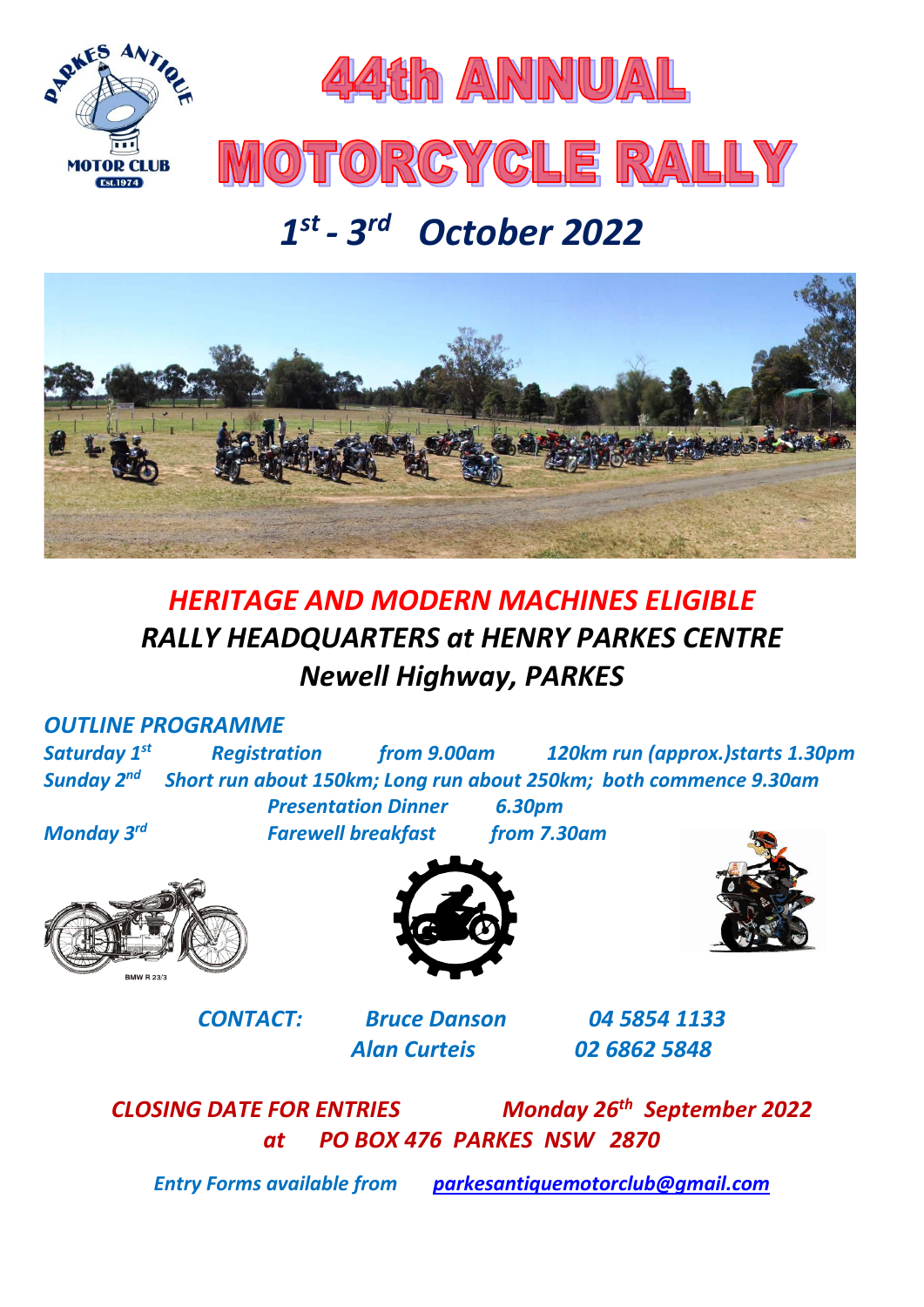# 44th ANNUAL MOTORCYCLE RALLY

## *1st - 3rd October 2022*

## *HERITAGE AND MODERN MACHINES ELIGIBLE*

## *RALLY HEADQUARTERS at HENRY PARKES CENTRE*

## *Newell Highway, PARKES*

***OUTLINE PROGRAMME***

***Saturday 1st*** ***Registration*** ***from 9.00am*** ***120km run (approx.)starts 1.30pm***

***Sunday 2nd*** ***Short run about 150km; Long run about 250km; both commence 9.30am***

***Presentation Dinner*** ***6.30pm***

***Monday 3rd*** ***Farewell breakfast*** ***from 7.30am***

BMW R 23/3

***CONTACT:*** ***Bruce Danson*** ***04 5854 1133***

***Alan Curteis*** ***02 6862 5848***

***CLOSING DATE FOR ENTRIES*** ***Monday 26th September 2022***

***at PO BOX 476 PARKES NSW 2870***

*Entry Forms available from* *parkesantiquemotorclub@gmail.com*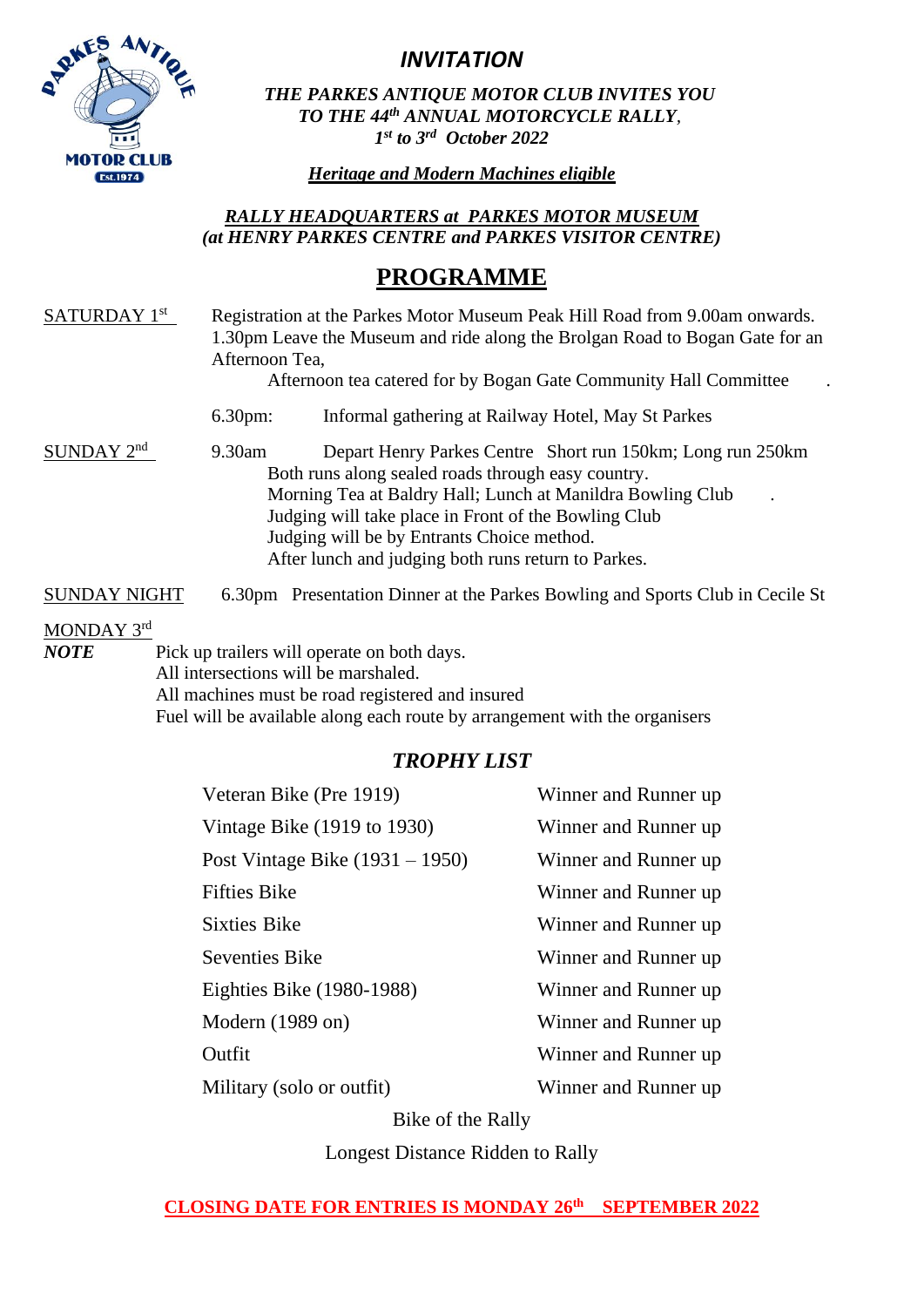# *INVITATION*

***THE PARKES ANTIQUE MOTOR CLUB INVITES YOU TO THE 44th ANNUAL MOTORCYCLE RALLY, 1st to 3rd October 2022***

***Heritage and Modern Machines eligible***

***RALLY HEADQUARTERS at PARKES MOTOR MUSEUM (at HENRY PARKES CENTRE and PARKES VISITOR CENTRE)***

## PROGRAMME

SATURDAY 1st

Registration at the Parkes Motor Museum Peak Hill Road from 9.00am onwards.
1.30pm Leave the Museum and ride along the Brolgan Road to Bogan Gate for an Afternoon Tea,
Afternoon tea catered for by Bogan Gate Community Hall Committee .

6.30pm: Informal gathering at Railway Hotel, May St Parkes

SUNDAY 2nd

9.30am Depart Henry Parkes Centre Short run 150km; Long run 250km
Both runs along sealed roads through easy country.
Morning Tea at Baldry Hall; Lunch at Manildra Bowling Club .
Judging will take place in Front of the Bowling Club
Judging will be by Entrants Choice method.
After lunch and judging both runs return to Parkes.

SUNDAY NIGHT

6.30pm Presentation Dinner at the Parkes Bowling and Sports Club in Cecile St

MONDAY 3rd

***NOTE***

Pick up trailers will operate on both days.
All intersections will be marshaled.
All machines must be road registered and insured
Fuel will be available along each route by arrangement with the organisers

### *TROPHY LIST*

| | |
|---|---|
| Veteran Bike (Pre 1919) | Winner and Runner up |
| Vintage Bike (1919 to 1930) | Winner and Runner up |
| Post Vintage Bike (1931 – 1950) | Winner and Runner up |
| Fifties Bike | Winner and Runner up |
| Sixties Bike | Winner and Runner up |
| Seventies Bike | Winner and Runner up |
| Eighties Bike (1980-1988) | Winner and Runner up |
| Modern (1989 on) | Winner and Runner up |
| Outfit | Winner and Runner up |
| Military (solo or outfit) | Winner and Runner up |

Bike of the Rally

Longest Distance Ridden to Rally

**CLOSING DATE FOR ENTRIES IS MONDAY 26th SEPTEMBER 2022**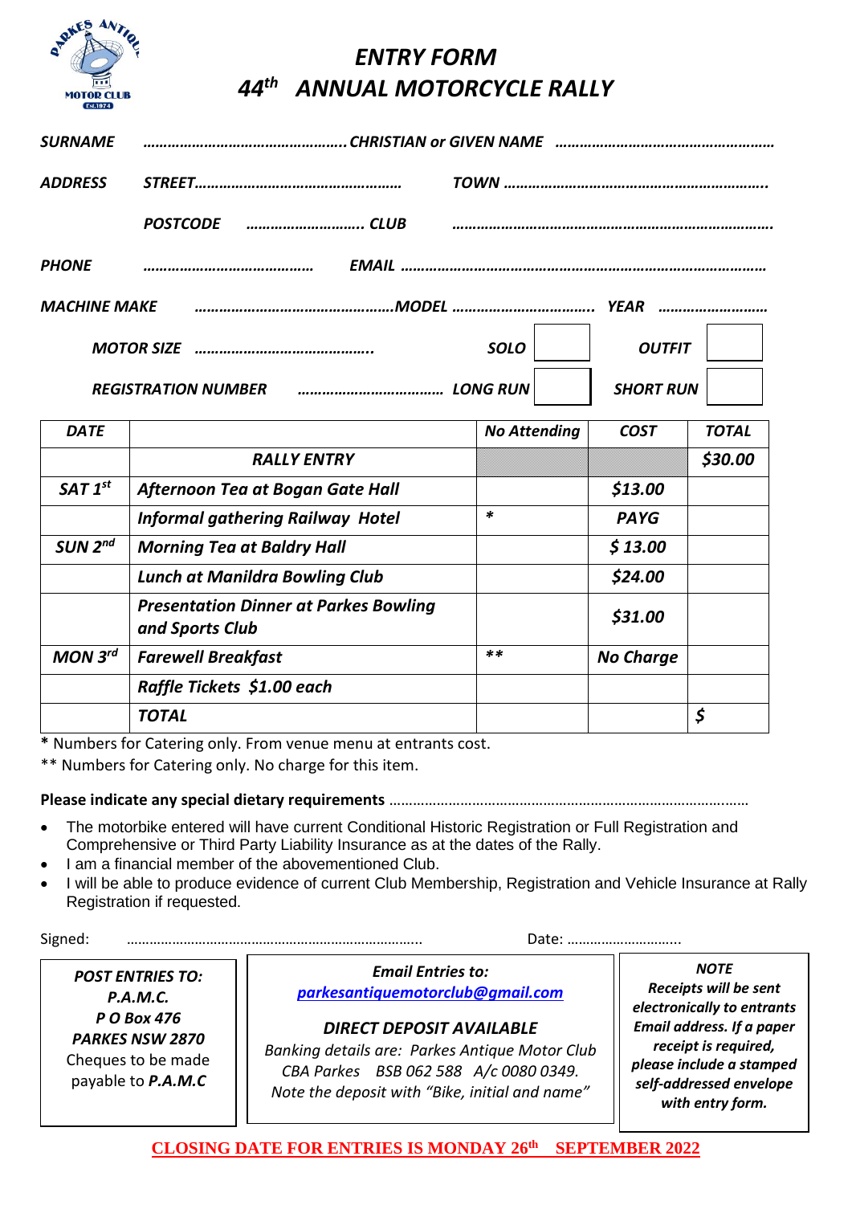# *ENTRY FORM*

# *44th ANNUAL MOTORCYCLE RALLY*

***SURNAME*** ……………………………………….. ***CHRISTIAN or GIVEN NAME*** ……………………………………………

***ADDRESS*** ***STREET***………………………………………… ***TOWN*** ………………………………………………………..

***POSTCODE*** ……………………… ***CLUB*** ……………………………………………………………….

***PHONE*** …………………………………. ***EMAIL*** ………………………………………………………………………………

***MACHINE MAKE*** …………………………………………***MODEL*** ……………………………. ***YEAR*** ……………………

***MOTOR SIZE*** …………………………………….. ***SOLO*** ☐ ***OUTFIT*** ☐

***REGISTRATION NUMBER*** ……………………………… ***LONG RUN*** ☐ ***SHORT RUN*** ☐

| DATE | | No Attending | COST | TOTAL |
|---|---|---|---|---|
| | ***RALLY ENTRY*** | | | ***$30.00*** |
| ***SAT 1st*** | ***Afternoon Tea at Bogan Gate Hall*** | | ***$13.00*** | |
| | ***Informal gathering Railway Hotel*** | * | ***PAYG*** | |
| ***SUN 2nd*** | ***Morning Tea at Baldry Hall*** | | ***$ 13.00*** | |
| | ***Lunch at Manildra Bowling Club*** | | ***$24.00*** | |
| | ***Presentation Dinner at Parkes Bowling and Sports Club*** | | ***$31.00*** | |
| ***MON 3rd*** | ***Farewell Breakfast*** | ** | ***No Charge*** | |
| | ***Raffle Tickets $1.00 each*** | | | |
| | ***TOTAL*** | | | ***$*** |

**\*** Numbers for Catering only. From venue menu at entrants cost.

** Numbers for Catering only. No charge for this item.

**Please indicate any special dietary requirements** ………………………………………………………………………………

- The motorbike entered will have current Conditional Historic Registration or Full Registration and Comprehensive or Third Party Liability Insurance as at the dates of the Rally.
- I am a financial member of the abovementioned Club.
- I will be able to produce evidence of current Club Membership, Registration and Vehicle Insurance at Rally Registration if requested.

Signed: …………………………………………………………………… Date: ………………………..

***POST ENTRIES TO:***
***P.A.M.C.***
***P O Box 476***
***PARKES NSW 2870***
Cheques to be made payable to ***P.A.M.C***

***Email Entries to:***
***parkesantiquemotorclub@gmail.com***

***DIRECT DEPOSIT AVAILABLE***
*Banking details are: Parkes Antique Motor Club CBA Parkes BSB 062 588 A/c 0080 0349.*
*Note the deposit with "Bike, initial and name"*

***NOTE***
***Receipts will be sent electronically to entrants Email address. If a paper receipt is required, please include a stamped self-addressed envelope with entry form.***

**CLOSING DATE FOR ENTRIES IS MONDAY 26th SEPTEMBER 2022**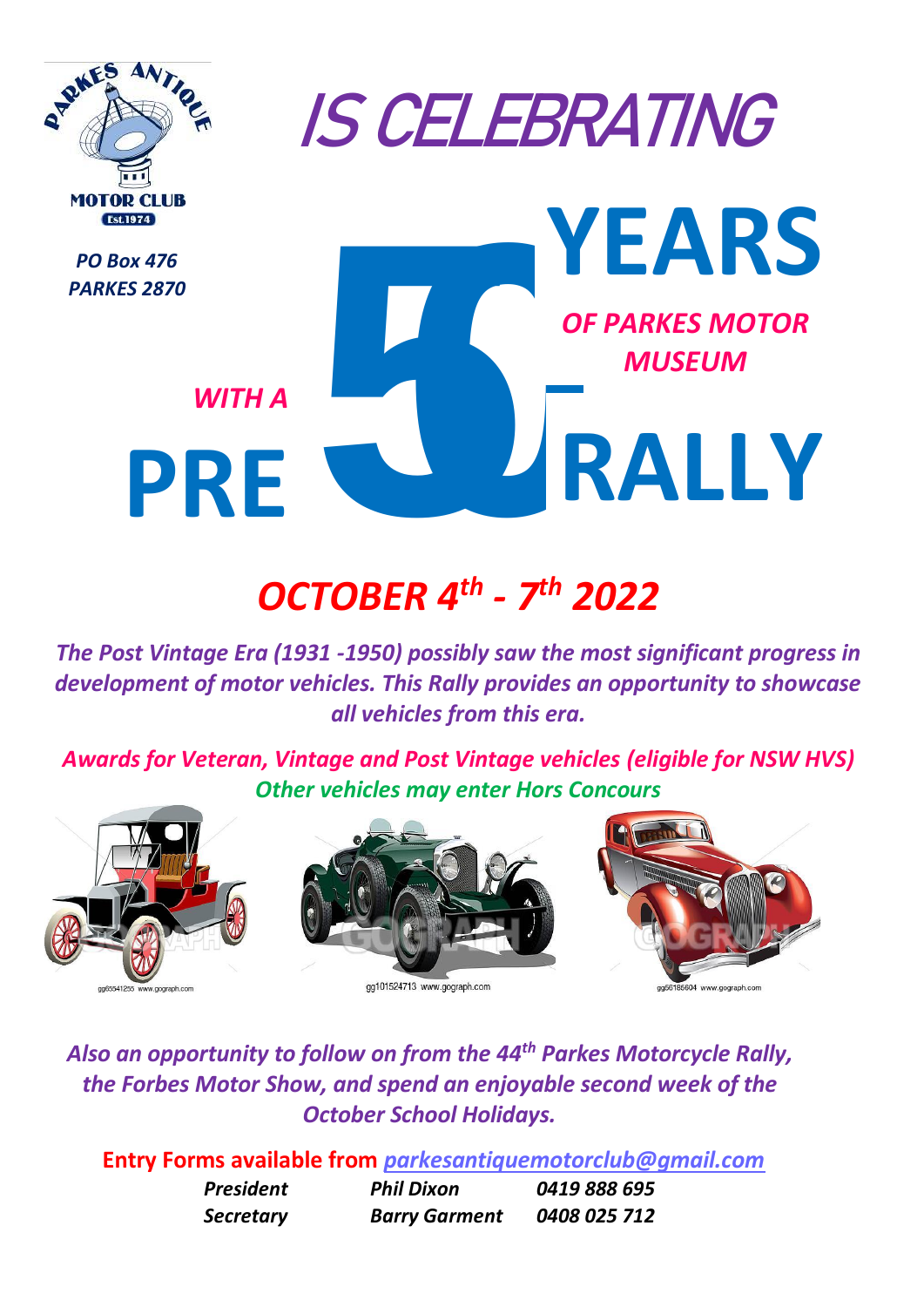PARKES ANTIQUE MOTOR CLUB Est.1974

*PO Box 476*
*PARKES 2870*

# IS CELEBRATING 50 YEARS

*OF PARKES MOTOR MUSEUM*

*WITH A*

# PRE 50 RALLY

## *OCTOBER 4th - 7th 2022*

***The Post Vintage Era (1931 -1950) possibly saw the most significant progress in development of motor vehicles. This Rally provides an opportunity to showcase all vehicles from this era.***

***Awards for Veteran, Vintage and Post Vintage vehicles (eligible for NSW HVS)***
***Other vehicles may enter Hors Concours***

gg65541255 www.gograph.com

gg101524713 www.gograph.com

gg56185604 www.gograph.com

***Also an opportunity to follow on from the 44th Parkes Motorcycle Rally, the Forbes Motor Show, and spend an enjoyable second week of the October School Holidays.***

**Entry Forms available from** *parkesantiquemotorclub@gmail.com*

| | | |
|---|---|---|
| *President* | *Phil Dixon* | *0419 888 695* |
| *Secretary* | *Barry Garment* | *0408 025 712* |